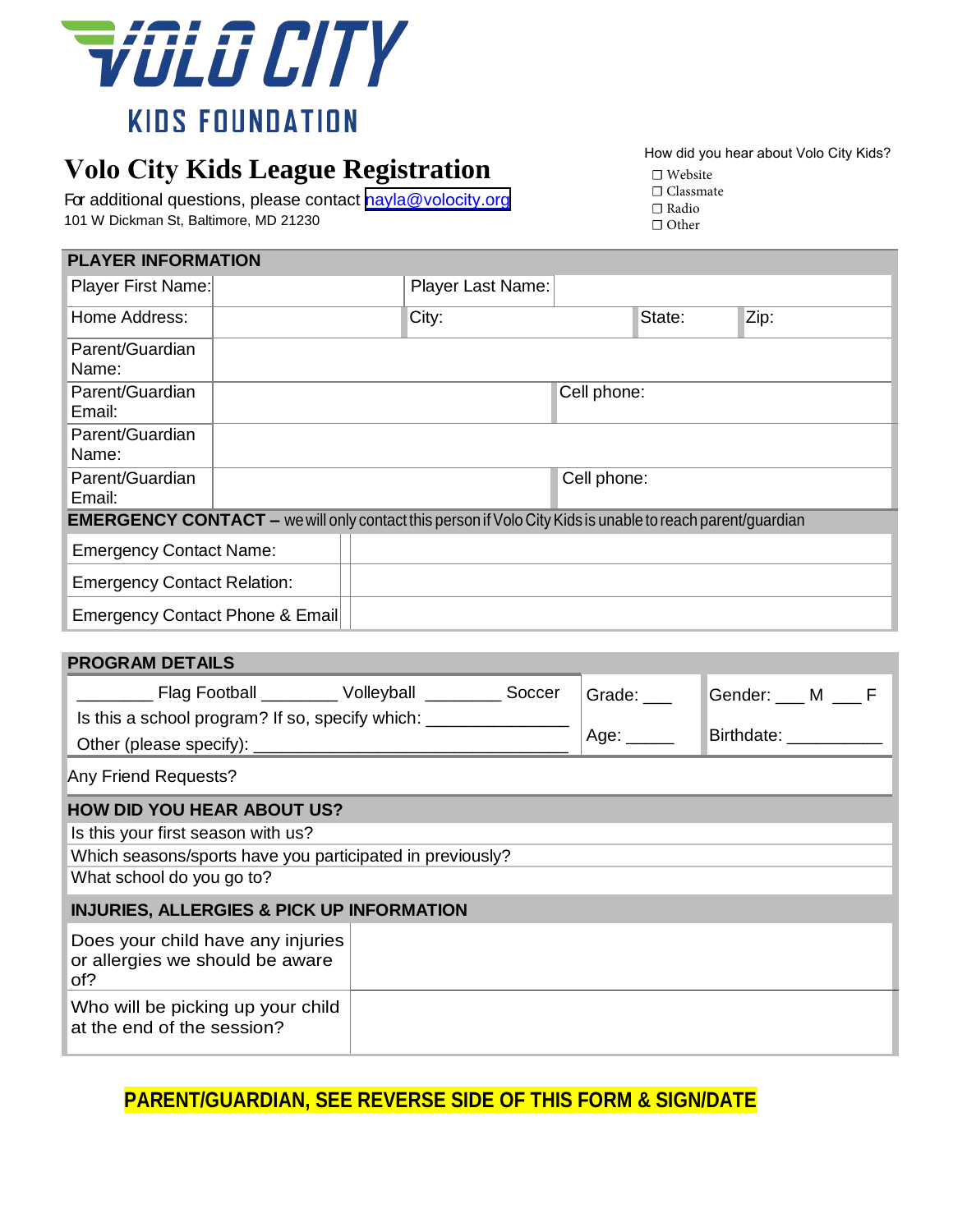# VOLO CITY

KIDS FOUNDATION

# Volo City Kids League Registration

For additional questions, please contact nayla@volocity.org
101 W Dickman St, Baltimore, MD 21230

How did you hear about Volo City Kids?

- ☐ Website
- ☐ Classmate
- ☐ Radio
- ☐ Other

| PLAYER INFORMATION | | | | | |
|---|---|---|---|---|---|
| Player First Name: | | Player Last Name: | | | |
| Home Address: | | City: | | State: | Zip: |
| Parent/Guardian Name: | | | | | |
| Parent/Guardian Email: | | Cell phone: | | | |
| Parent/Guardian Name: | | | | | |
| Parent/Guardian Email: | | Cell phone: | | | |

| EMERGENCY CONTACT – we will only contact this person if Volo City Kids is unable to reach parent/guardian | |
|---|---|
| Emergency Contact Name: | |
| Emergency Contact Relation: | |
| Emergency Contact Phone & Email | |

| PROGRAM DETAILS | | |
|---|---|---|
| ________ Flag Football ________ Volleyball ________ Soccer<br>Is this a school program? If so, specify which: _______________<br>Other (please specify): ___________________________________ | Grade: ___<br>Age: _____ | Gender: ___ M ___ F<br>Birthdate: __________ |
| Any Friend Requests? | | |

| HOW DID YOU HEAR ABOUT US? |
|---|
| Is this your first season with us? |
| Which seasons/sports have you participated in previously? |
| What school do you go to? |

| INJURIES, ALLERGIES & PICK UP INFORMATION | |
|---|---|
| Does your child have any injuries or allergies we should be aware of? | |
| Who will be picking up your child at the end of the session? | |

**PARENT/GUARDIAN, SEE REVERSE SIDE OF THIS FORM & SIGN/DATE**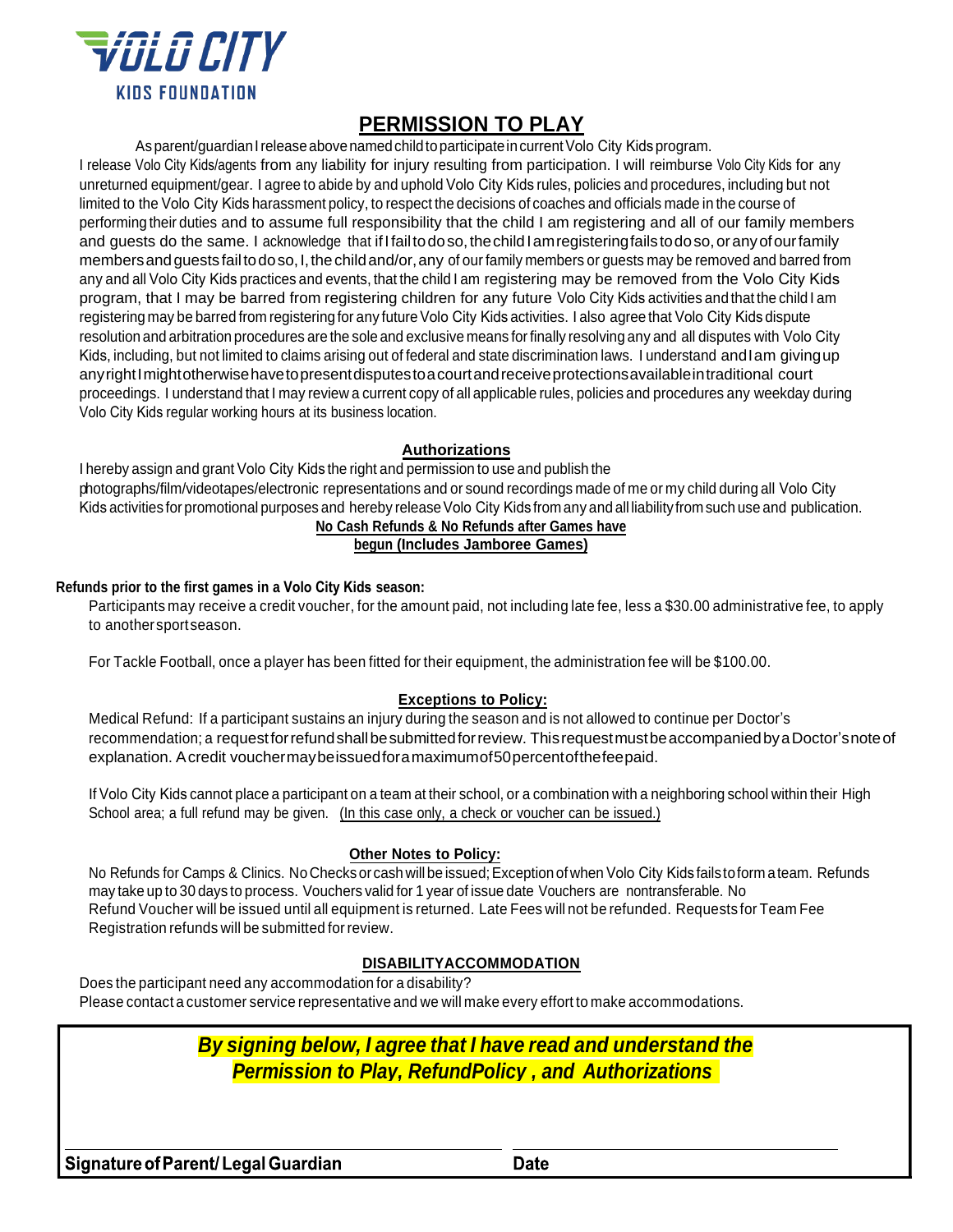VOLO CITY
KIDS FOUNDATION

# PERMISSION TO PLAY

As parent/guardian I release above named child to participate in current Volo City Kids program. I release Volo City Kids/agents from any liability for injury resulting from participation. I will reimburse Volo City Kids for any unreturned equipment/gear. I agree to abide by and uphold Volo City Kids rules, policies and procedures, including but not limited to the Volo City Kids harassment policy, to respect the decisions of coaches and officials made in the course of performing their duties and to assume full responsibility that the child I am registering and all of our family members and guests do the same. I acknowledge that if I fail to do so, the child I am registering fails to do so, or any of our family members and guests fail to do so, I, the child and/or, any of our family members or guests may be removed and barred from any and all Volo City Kids practices and events, that the child I am registering may be removed from the Volo City Kids program, that I may be barred from registering children for any future Volo City Kids activities and that the child I am registering may be barred from registering for any future Volo City Kids activities. I also agree that Volo City Kids dispute resolution and arbitration procedures are the sole and exclusive means for finally resolving any and all disputes with Volo City Kids, including, but not limited to claims arising out of federal and state discrimination laws. I understand and I am giving up any right I might otherwise have to present disputes to a court and receive protections available in traditional court proceedings. I understand that I may review a current copy of all applicable rules, policies and procedures any weekday during Volo City Kids regular working hours at its business location.

## Authorizations

I hereby assign and grant Volo City Kids the right and permission to use and publish the photographs/film/videotapes/electronic representations and or sound recordings made of me or my child during all Volo City Kids activities for promotional purposes and hereby release Volo City Kids from any and all liability from such use and publication.

**No Cash Refunds & No Refunds after Games have begun (Includes Jamboree Games)**

**Refunds prior to the first games in a Volo City Kids season:**

Participants may receive a credit voucher, for the amount paid, not including late fee, less a $30.00 administrative fee, to apply to another sport season.

For Tackle Football, once a player has been fitted for their equipment, the administration fee will be $100.00.

## Exceptions to Policy:

Medical Refund: If a participant sustains an injury during the season and is not allowed to continue per Doctor's recommendation; a request for refund shall be submitted for review. This request must be accompanied by a Doctor's note of explanation. A credit voucher may be issued for a maximum of 50 percent of the fee paid.

If Volo City Kids cannot place a participant on a team at their school, or a combination with a neighboring school within their High School area; a full refund may be given. (In this case only, a check or voucher can be issued.)

## Other Notes to Policy:

No Refunds for Camps & Clinics. No Checks or cash will be issued; Exception of when Volo City Kids fails to form a team. Refunds may take up to 30 days to process. Vouchers valid for 1 year of issue date Vouchers are nontransferable. No Refund Voucher will be issued until all equipment is returned. Late Fees will not be refunded. Requests for Team Fee Registration refunds will be submitted for review.

## DISABILITY ACCOMMODATION

Does the participant need any accommodation for a disability?
Please contact a customer service representative and we will make every effort to make accommodations.

***By signing below, I agree that I have read and understand the Permission to Play, Refund Policy, and Authorizations***

**Signature of Parent/ Legal Guardian** ______________________ **Date** ______________________